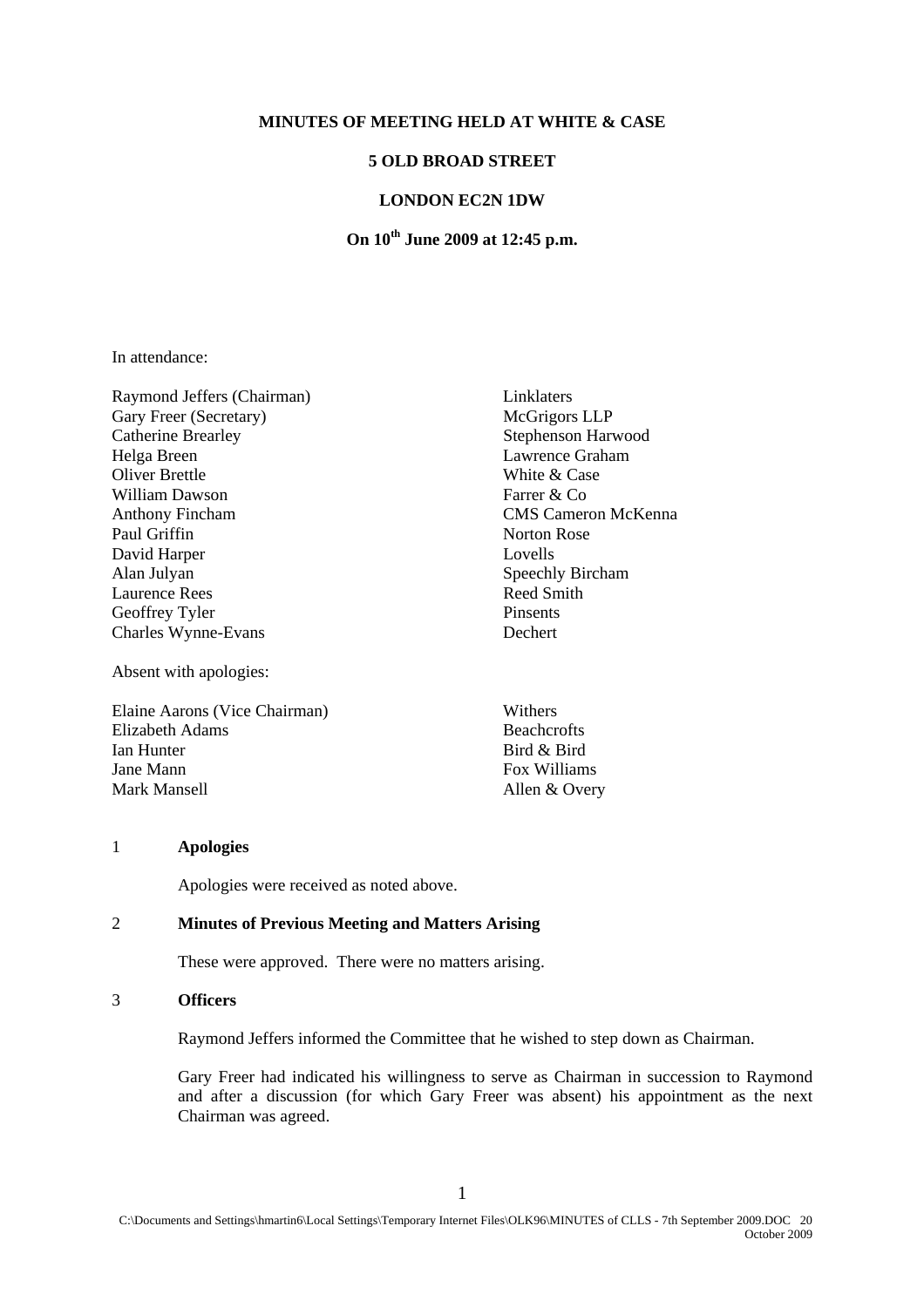**MINUTES OF MEETING HELD AT WHITE & CASE**

**5 OLD BROAD STREET**

**LONDON EC2N 1DW**

**On 10th June 2009 at 12:45 p.m.**

In attendance:

| | |
|---|---|
| Raymond Jeffers (Chairman) | Linklaters |
| Gary Freer (Secretary) | McGrigors LLP |
| Catherine Brearley | Stephenson Harwood |
| Helga Breen | Lawrence Graham |
| Oliver Brettle | White & Case |
| William Dawson | Farrer & Co |
| Anthony Fincham | CMS Cameron McKenna |
| Paul Griffin | Norton Rose |
| David Harper | Lovells |
| Alan Julyan | Speechly Bircham |
| Laurence Rees | Reed Smith |
| Geoffrey Tyler | Pinsents |
| Charles Wynne-Evans | Dechert |

Absent with apologies:

| | |
|---|---|
| Elaine Aarons (Vice Chairman) | Withers |
| Elizabeth Adams | Beachcrofts |
| Ian Hunter | Bird & Bird |
| Jane Mann | Fox Williams |
| Mark Mansell | Allen & Overy |

## 1 Apologies

Apologies were received as noted above.

## 2 Minutes of Previous Meeting and Matters Arising

These were approved. There were no matters arising.

## 3 Officers

Raymond Jeffers informed the Committee that he wished to step down as Chairman.

Gary Freer had indicated his willingness to serve as Chairman in succession to Raymond and after a discussion (for which Gary Freer was absent) his appointment as the next Chairman was agreed.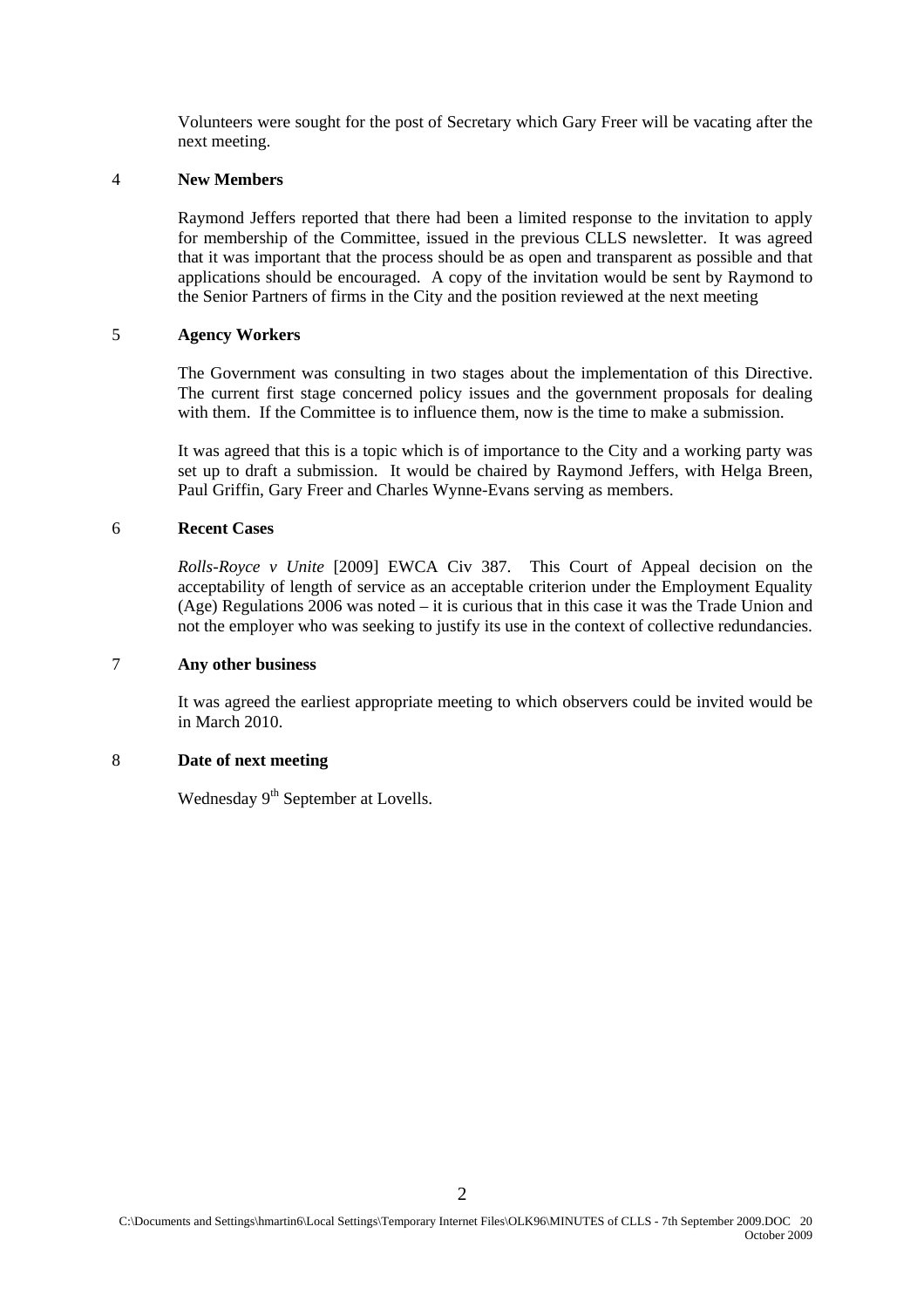Volunteers were sought for the post of Secretary which Gary Freer will be vacating after the next meeting.

## 4 New Members

Raymond Jeffers reported that there had been a limited response to the invitation to apply for membership of the Committee, issued in the previous CLLS newsletter. It was agreed that it was important that the process should be as open and transparent as possible and that applications should be encouraged. A copy of the invitation would be sent by Raymond to the Senior Partners of firms in the City and the position reviewed at the next meeting

## 5 Agency Workers

The Government was consulting in two stages about the implementation of this Directive. The current first stage concerned policy issues and the government proposals for dealing with them. If the Committee is to influence them, now is the time to make a submission.

It was agreed that this is a topic which is of importance to the City and a working party was set up to draft a submission. It would be chaired by Raymond Jeffers, with Helga Breen, Paul Griffin, Gary Freer and Charles Wynne-Evans serving as members.

## 6 Recent Cases

*Rolls-Royce v Unite* [2009] EWCA Civ 387. This Court of Appeal decision on the acceptability of length of service as an acceptable criterion under the Employment Equality (Age) Regulations 2006 was noted – it is curious that in this case it was the Trade Union and not the employer who was seeking to justify its use in the context of collective redundancies.

## 7 Any other business

It was agreed the earliest appropriate meeting to which observers could be invited would be in March 2010.

## 8 Date of next meeting

Wednesday 9th September at Lovells.

C:\Documents and Settings\hmartin6\Local Settings\Temporary Internet Files\OLK96\MINUTES of CLLS - 7th September 2009.DOC 20 October 2009